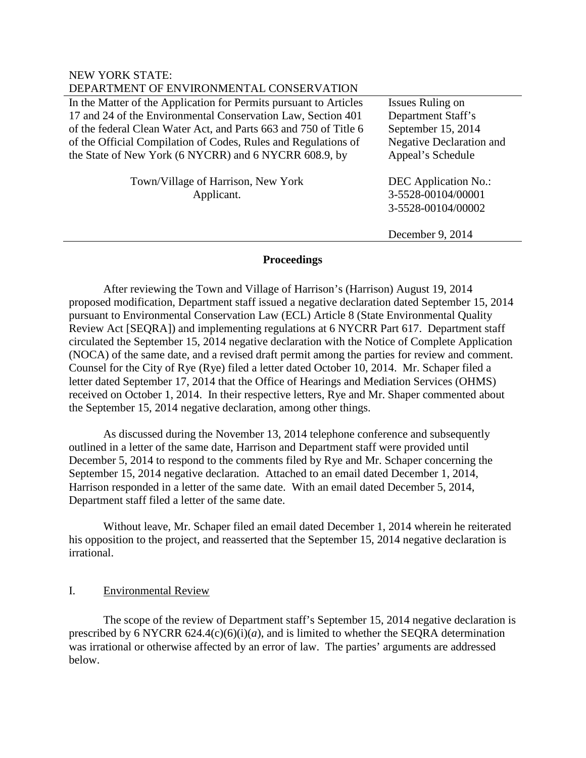NEW YORK STATE:
DEPARTMENT OF ENVIRONMENTAL CONSERVATION

| In the Matter of the Application for Permits pursuant to Articles 17 and 24 of the Environmental Conservation Law, Section 401 of the federal Clean Water Act, and Parts 663 and 750 of Title 6 of the Official Compilation of Codes, Rules and Regulations of the State of New York (6 NYCRR) and 6 NYCRR 608.9, by<br><br>Town/Village of Harrison, New York<br>Applicant. | Issues Ruling on Department Staff's September 15, 2014 Negative Declaration and Appeal's Schedule<br><br>DEC Application No.:<br>3-5528-00104/00001<br>3-5528-00104/00002<br><br>December 9, 2014 |
|---|---|

## Proceedings

After reviewing the Town and Village of Harrison's (Harrison) August 19, 2014 proposed modification, Department staff issued a negative declaration dated September 15, 2014 pursuant to Environmental Conservation Law (ECL) Article 8 (State Environmental Quality Review Act [SEQRA]) and implementing regulations at 6 NYCRR Part 617. Department staff circulated the September 15, 2014 negative declaration with the Notice of Complete Application (NOCA) of the same date, and a revised draft permit among the parties for review and comment. Counsel for the City of Rye (Rye) filed a letter dated October 10, 2014. Mr. Schaper filed a letter dated September 17, 2014 that the Office of Hearings and Mediation Services (OHMS) received on October 1, 2014. In their respective letters, Rye and Mr. Shaper commented about the September 15, 2014 negative declaration, among other things.

As discussed during the November 13, 2014 telephone conference and subsequently outlined in a letter of the same date, Harrison and Department staff were provided until December 5, 2014 to respond to the comments filed by Rye and Mr. Schaper concerning the September 15, 2014 negative declaration. Attached to an email dated December 1, 2014, Harrison responded in a letter of the same date. With an email dated December 5, 2014, Department staff filed a letter of the same date.

Without leave, Mr. Schaper filed an email dated December 1, 2014 wherein he reiterated his opposition to the project, and reasserted that the September 15, 2014 negative declaration is irrational.

## I. Environmental Review

The scope of the review of Department staff's September 15, 2014 negative declaration is prescribed by 6 NYCRR 624.4(c)(6)(i)(*a*), and is limited to whether the SEQRA determination was irrational or otherwise affected by an error of law. The parties' arguments are addressed below.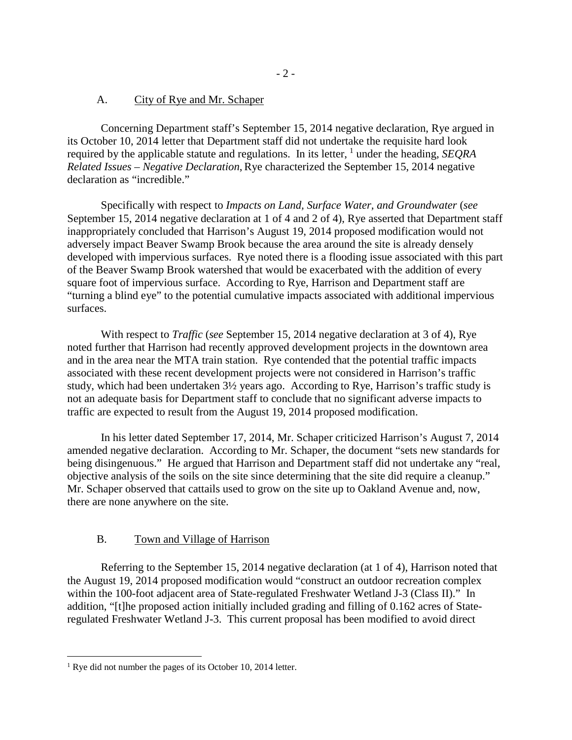A. City of Rye and Mr. Schaper

Concerning Department staff's September 15, 2014 negative declaration, Rye argued in its October 10, 2014 letter that Department staff did not undertake the requisite hard look required by the applicable statute and regulations. In its letter, [1] under the heading, *SEQRA Related Issues – Negative Declaration*, Rye characterized the September 15, 2014 negative declaration as "incredible."

Specifically with respect to *Impacts on Land, Surface Water, and Groundwater* (*see* September 15, 2014 negative declaration at 1 of 4 and 2 of 4), Rye asserted that Department staff inappropriately concluded that Harrison's August 19, 2014 proposed modification would not adversely impact Beaver Swamp Brook because the area around the site is already densely developed with impervious surfaces. Rye noted there is a flooding issue associated with this part of the Beaver Swamp Brook watershed that would be exacerbated with the addition of every square foot of impervious surface. According to Rye, Harrison and Department staff are "turning a blind eye" to the potential cumulative impacts associated with additional impervious surfaces.

With respect to *Traffic* (*see* September 15, 2014 negative declaration at 3 of 4), Rye noted further that Harrison had recently approved development projects in the downtown area and in the area near the MTA train station. Rye contended that the potential traffic impacts associated with these recent development projects were not considered in Harrison's traffic study, which had been undertaken 3½ years ago. According to Rye, Harrison's traffic study is not an adequate basis for Department staff to conclude that no significant adverse impacts to traffic are expected to result from the August 19, 2014 proposed modification.

In his letter dated September 17, 2014, Mr. Schaper criticized Harrison's August 7, 2014 amended negative declaration. According to Mr. Schaper, the document "sets new standards for being disingenuous." He argued that Harrison and Department staff did not undertake any "real, objective analysis of the soils on the site since determining that the site did require a cleanup." Mr. Schaper observed that cattails used to grow on the site up to Oakland Avenue and, now, there are none anywhere on the site.

B. Town and Village of Harrison

Referring to the September 15, 2014 negative declaration (at 1 of 4), Harrison noted that the August 19, 2014 proposed modification would "construct an outdoor recreation complex within the 100-foot adjacent area of State-regulated Freshwater Wetland J-3 (Class II)." In addition, "[t]he proposed action initially included grading and filling of 0.162 acres of State-regulated Freshwater Wetland J-3. This current proposal has been modified to avoid direct

[1] Rye did not number the pages of its October 10, 2014 letter.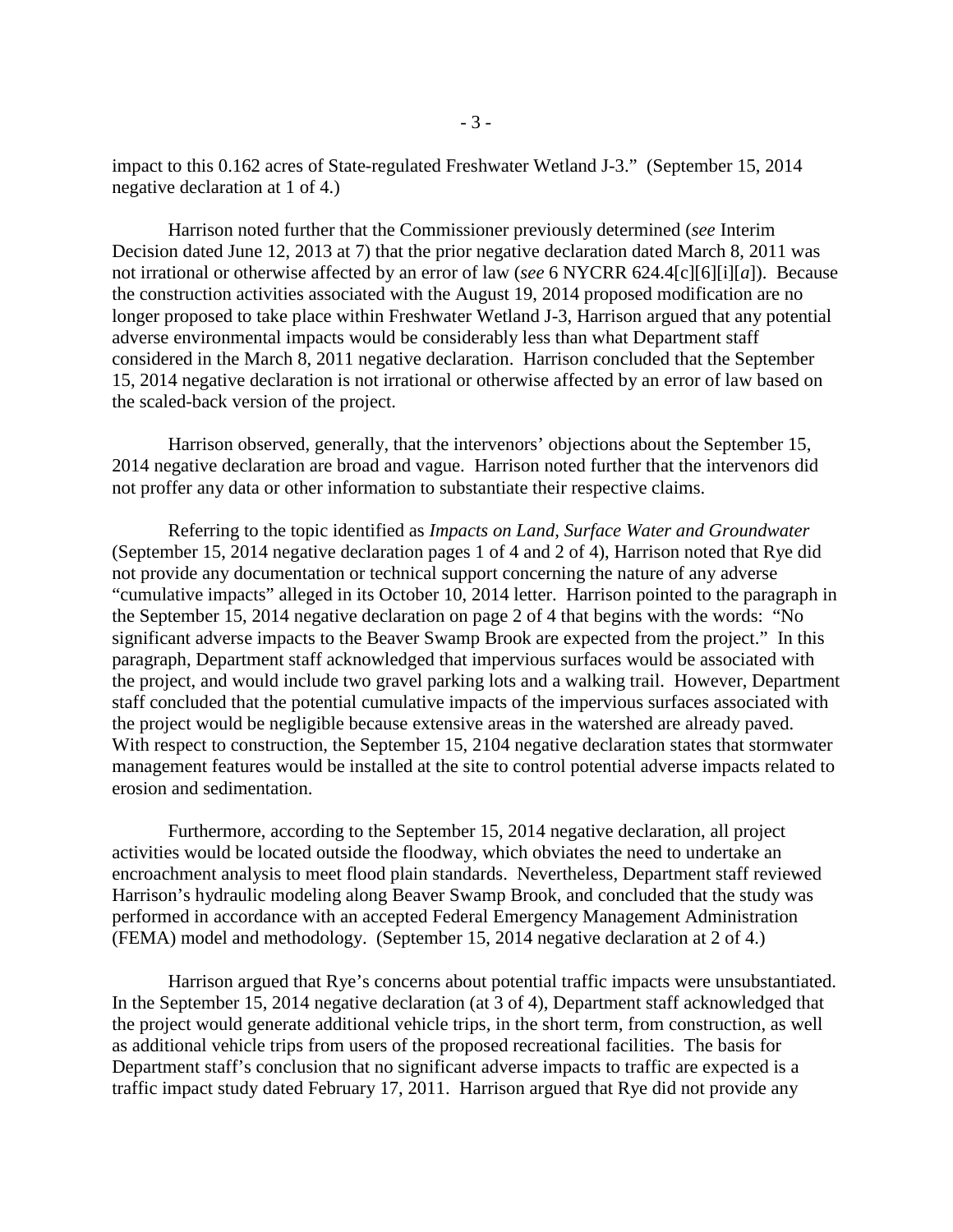impact to this 0.162 acres of State-regulated Freshwater Wetland J-3." (September 15, 2014 negative declaration at 1 of 4.)

Harrison noted further that the Commissioner previously determined (*see* Interim Decision dated June 12, 2013 at 7) that the prior negative declaration dated March 8, 2011 was not irrational or otherwise affected by an error of law (*see* 6 NYCRR 624.4[c][6][i][*a*]). Because the construction activities associated with the August 19, 2014 proposed modification are no longer proposed to take place within Freshwater Wetland J-3, Harrison argued that any potential adverse environmental impacts would be considerably less than what Department staff considered in the March 8, 2011 negative declaration. Harrison concluded that the September 15, 2014 negative declaration is not irrational or otherwise affected by an error of law based on the scaled-back version of the project.

Harrison observed, generally, that the intervenors' objections about the September 15, 2014 negative declaration are broad and vague. Harrison noted further that the intervenors did not proffer any data or other information to substantiate their respective claims.

Referring to the topic identified as *Impacts on Land, Surface Water and Groundwater* (September 15, 2014 negative declaration pages 1 of 4 and 2 of 4), Harrison noted that Rye did not provide any documentation or technical support concerning the nature of any adverse "cumulative impacts" alleged in its October 10, 2014 letter. Harrison pointed to the paragraph in the September 15, 2014 negative declaration on page 2 of 4 that begins with the words: "No significant adverse impacts to the Beaver Swamp Brook are expected from the project." In this paragraph, Department staff acknowledged that impervious surfaces would be associated with the project, and would include two gravel parking lots and a walking trail. However, Department staff concluded that the potential cumulative impacts of the impervious surfaces associated with the project would be negligible because extensive areas in the watershed are already paved. With respect to construction, the September 15, 2104 negative declaration states that stormwater management features would be installed at the site to control potential adverse impacts related to erosion and sedimentation.

Furthermore, according to the September 15, 2014 negative declaration, all project activities would be located outside the floodway, which obviates the need to undertake an encroachment analysis to meet flood plain standards. Nevertheless, Department staff reviewed Harrison's hydraulic modeling along Beaver Swamp Brook, and concluded that the study was performed in accordance with an accepted Federal Emergency Management Administration (FEMA) model and methodology. (September 15, 2014 negative declaration at 2 of 4.)

Harrison argued that Rye's concerns about potential traffic impacts were unsubstantiated. In the September 15, 2014 negative declaration (at 3 of 4), Department staff acknowledged that the project would generate additional vehicle trips, in the short term, from construction, as well as additional vehicle trips from users of the proposed recreational facilities. The basis for Department staff's conclusion that no significant adverse impacts to traffic are expected is a traffic impact study dated February 17, 2011. Harrison argued that Rye did not provide any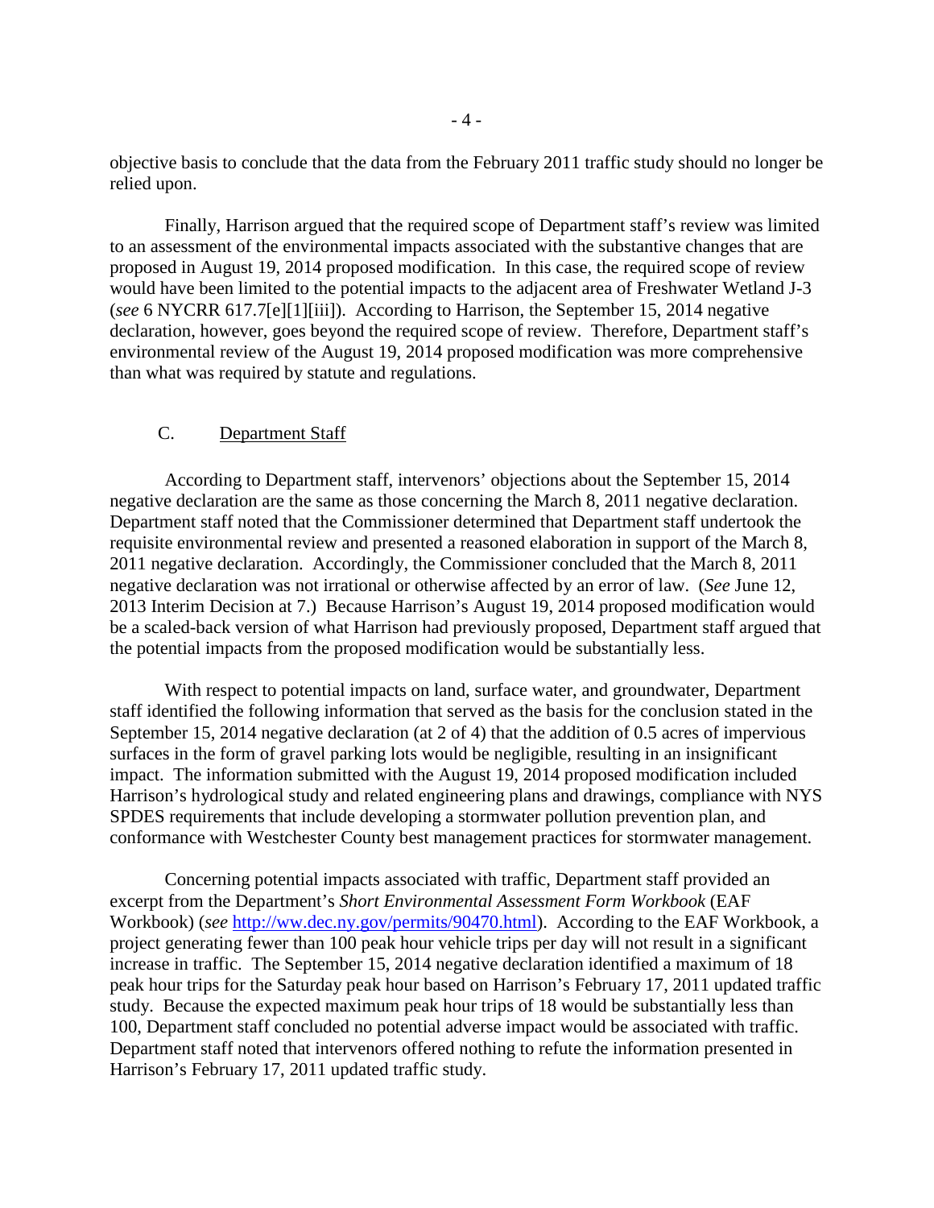objective basis to conclude that the data from the February 2011 traffic study should no longer be relied upon.

Finally, Harrison argued that the required scope of Department staff's review was limited to an assessment of the environmental impacts associated with the substantive changes that are proposed in August 19, 2014 proposed modification. In this case, the required scope of review would have been limited to the potential impacts to the adjacent area of Freshwater Wetland J-3 (*see* 6 NYCRR 617.7[e][1][iii]). According to Harrison, the September 15, 2014 negative declaration, however, goes beyond the required scope of review. Therefore, Department staff's environmental review of the August 19, 2014 proposed modification was more comprehensive than what was required by statute and regulations.

### C. Department Staff

According to Department staff, intervenors' objections about the September 15, 2014 negative declaration are the same as those concerning the March 8, 2011 negative declaration. Department staff noted that the Commissioner determined that Department staff undertook the requisite environmental review and presented a reasoned elaboration in support of the March 8, 2011 negative declaration. Accordingly, the Commissioner concluded that the March 8, 2011 negative declaration was not irrational or otherwise affected by an error of law. (*See* June 12, 2013 Interim Decision at 7.) Because Harrison's August 19, 2014 proposed modification would be a scaled-back version of what Harrison had previously proposed, Department staff argued that the potential impacts from the proposed modification would be substantially less.

With respect to potential impacts on land, surface water, and groundwater, Department staff identified the following information that served as the basis for the conclusion stated in the September 15, 2014 negative declaration (at 2 of 4) that the addition of 0.5 acres of impervious surfaces in the form of gravel parking lots would be negligible, resulting in an insignificant impact. The information submitted with the August 19, 2014 proposed modification included Harrison's hydrological study and related engineering plans and drawings, compliance with NYS SPDES requirements that include developing a stormwater pollution prevention plan, and conformance with Westchester County best management practices for stormwater management.

Concerning potential impacts associated with traffic, Department staff provided an excerpt from the Department's *Short Environmental Assessment Form Workbook* (EAF Workbook) (*see* http://ww.dec.ny.gov/permits/90470.html). According to the EAF Workbook, a project generating fewer than 100 peak hour vehicle trips per day will not result in a significant increase in traffic. The September 15, 2014 negative declaration identified a maximum of 18 peak hour trips for the Saturday peak hour based on Harrison's February 17, 2011 updated traffic study. Because the expected maximum peak hour trips of 18 would be substantially less than 100, Department staff concluded no potential adverse impact would be associated with traffic. Department staff noted that intervenors offered nothing to refute the information presented in Harrison's February 17, 2011 updated traffic study.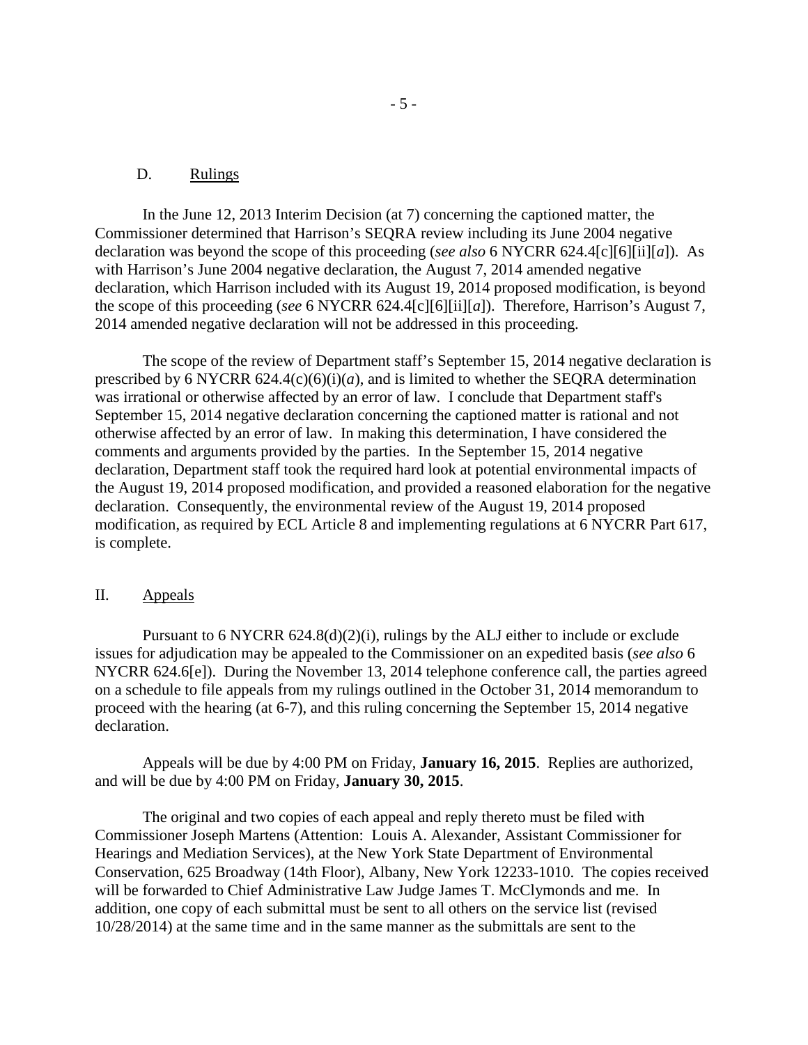### D. Rulings

In the June 12, 2013 Interim Decision (at 7) concerning the captioned matter, the Commissioner determined that Harrison's SEQRA review including its June 2004 negative declaration was beyond the scope of this proceeding (*see also* 6 NYCRR 624.4[c][6][ii][*a*]). As with Harrison's June 2004 negative declaration, the August 7, 2014 amended negative declaration, which Harrison included with its August 19, 2014 proposed modification, is beyond the scope of this proceeding (*see* 6 NYCRR 624.4[c][6][ii][*a*]). Therefore, Harrison's August 7, 2014 amended negative declaration will not be addressed in this proceeding.

The scope of the review of Department staff's September 15, 2014 negative declaration is prescribed by 6 NYCRR 624.4(c)(6)(i)(*a*), and is limited to whether the SEQRA determination was irrational or otherwise affected by an error of law. I conclude that Department staff's September 15, 2014 negative declaration concerning the captioned matter is rational and not otherwise affected by an error of law. In making this determination, I have considered the comments and arguments provided by the parties. In the September 15, 2014 negative declaration, Department staff took the required hard look at potential environmental impacts of the August 19, 2014 proposed modification, and provided a reasoned elaboration for the negative declaration. Consequently, the environmental review of the August 19, 2014 proposed modification, as required by ECL Article 8 and implementing regulations at 6 NYCRR Part 617, is complete.

## II. Appeals

Pursuant to 6 NYCRR 624.8(d)(2)(i), rulings by the ALJ either to include or exclude issues for adjudication may be appealed to the Commissioner on an expedited basis (*see also* 6 NYCRR 624.6[e]). During the November 13, 2014 telephone conference call, the parties agreed on a schedule to file appeals from my rulings outlined in the October 31, 2014 memorandum to proceed with the hearing (at 6-7), and this ruling concerning the September 15, 2014 negative declaration.

Appeals will be due by 4:00 PM on Friday, **January 16, 2015**. Replies are authorized, and will be due by 4:00 PM on Friday, **January 30, 2015**.

The original and two copies of each appeal and reply thereto must be filed with Commissioner Joseph Martens (Attention: Louis A. Alexander, Assistant Commissioner for Hearings and Mediation Services), at the New York State Department of Environmental Conservation, 625 Broadway (14th Floor), Albany, New York 12233-1010. The copies received will be forwarded to Chief Administrative Law Judge James T. McClymonds and me. In addition, one copy of each submittal must be sent to all others on the service list (revised 10/28/2014) at the same time and in the same manner as the submittals are sent to the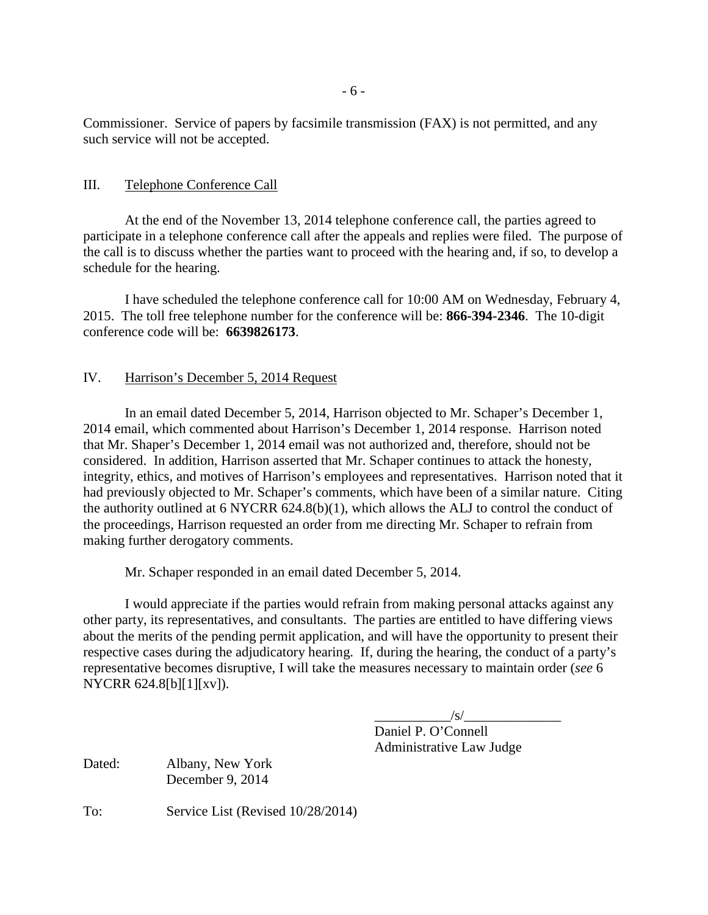Commissioner. Service of papers by facsimile transmission (FAX) is not permitted, and any such service will not be accepted.

## III. Telephone Conference Call

At the end of the November 13, 2014 telephone conference call, the parties agreed to participate in a telephone conference call after the appeals and replies were filed. The purpose of the call is to discuss whether the parties want to proceed with the hearing and, if so, to develop a schedule for the hearing.

I have scheduled the telephone conference call for 10:00 AM on Wednesday, February 4, 2015. The toll free telephone number for the conference will be: **866-394-2346**. The 10-digit conference code will be: **6639826173**.

## IV. Harrison's December 5, 2014 Request

In an email dated December 5, 2014, Harrison objected to Mr. Schaper's December 1, 2014 email, which commented about Harrison's December 1, 2014 response. Harrison noted that Mr. Shaper's December 1, 2014 email was not authorized and, therefore, should not be considered. In addition, Harrison asserted that Mr. Schaper continues to attack the honesty, integrity, ethics, and motives of Harrison's employees and representatives. Harrison noted that it had previously objected to Mr. Schaper's comments, which have been of a similar nature. Citing the authority outlined at 6 NYCRR 624.8(b)(1), which allows the ALJ to control the conduct of the proceedings, Harrison requested an order from me directing Mr. Schaper to refrain from making further derogatory comments.

Mr. Schaper responded in an email dated December 5, 2014.

I would appreciate if the parties would refrain from making personal attacks against any other party, its representatives, and consultants. The parties are entitled to have differing views about the merits of the pending permit application, and will have the opportunity to present their respective cases during the adjudicatory hearing. If, during the hearing, the conduct of a party's representative becomes disruptive, I will take the measures necessary to maintain order (*see* 6 NYCRR 624.8[b][1][xv]).

\_\_\_\_\_\_\_\_\_\_\_/s/\_\_\_\_\_\_\_\_\_\_\_\_\_\_
Daniel P. O'Connell
Administrative Law Judge

Dated: Albany, New York
December 9, 2014

To: Service List (Revised 10/28/2014)